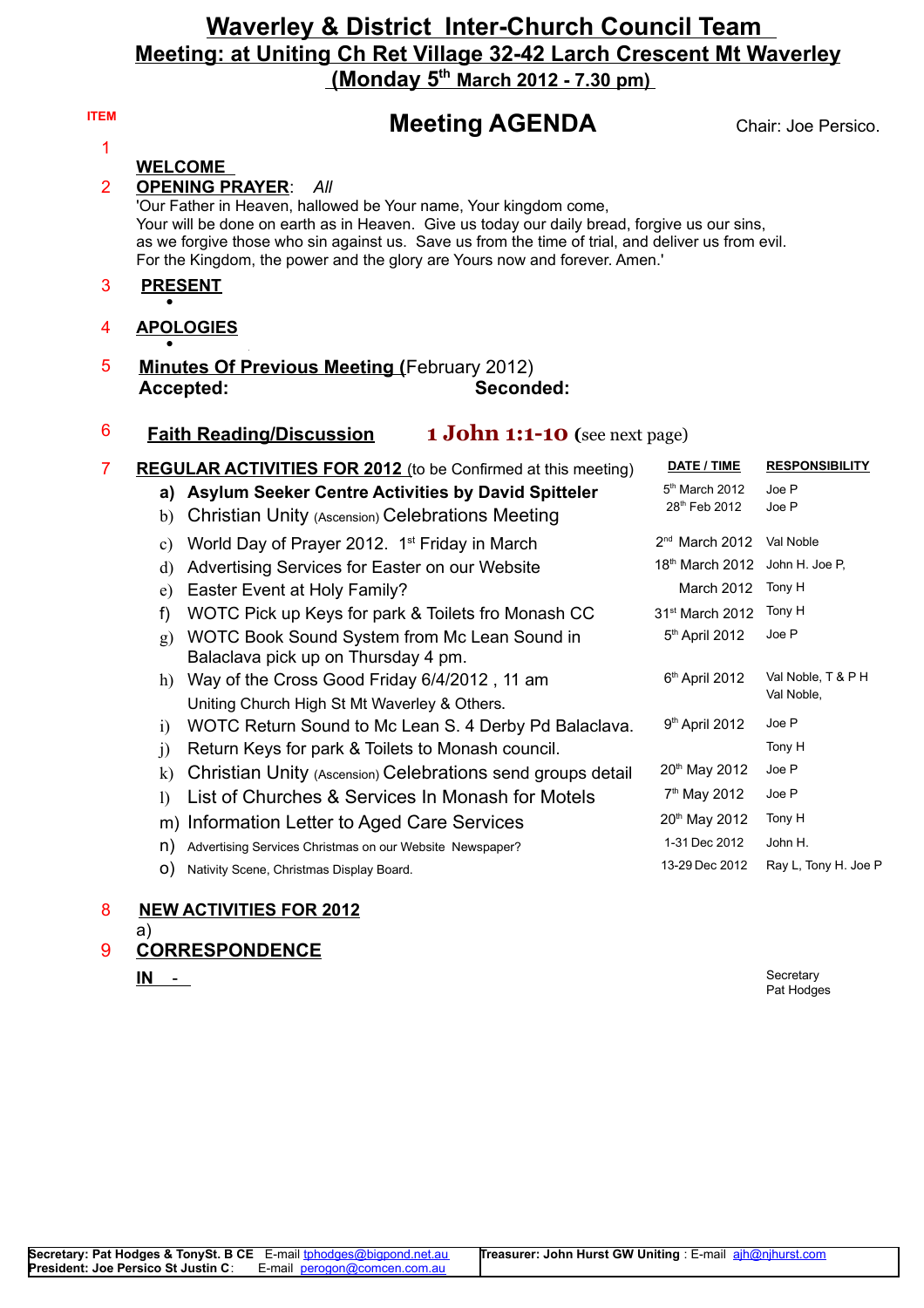# Waverley & District Inter-Church Council Team

## Meeting: at Uniting Ch Ret Village 32-42 Larch Crescent Mt Waverley

## (Monday 5th March 2012 - 7.30 pm)

**ITEM**

## Meeting AGENDA

Chair: Joe Persico.

1 **WELCOME**

2 **OPENING PRAYER**: *All*

'Our Father in Heaven, hallowed be Your name, Your kingdom come,
Your will be done on earth as in Heaven. Give us today our daily bread, forgive us our sins,
as we forgive those who sin against us. Save us from the time of trial, and deliver us from evil.
For the Kingdom, the power and the glory are Yours now and forever. Amen.'

3 **PRESENT**

- 

4 **APOLOGIES**

- 

5 **Minutes Of Previous Meeting (**February 2012)

**Accepted:** **Seconded:**

6 **Faith Reading/Discussion** **1 John 1:1-10** (see next page)

7 **REGULAR ACTIVITIES FOR 2012** (to be Confirmed at this meeting)

| | Activity | DATE / TIME | RESPONSIBILITY |
|---|---|---|---|
| a) | **Asylum Seeker Centre Activities by David Spitteler** | 5th March 2012 | Joe P |
| b) | Christian Unity (Ascension) Celebrations Meeting | 28th Feb 2012 | Joe P |
| c) | World Day of Prayer 2012. 1st Friday in March | 2nd March 2012 | Val Noble |
| d) | Advertising Services for Easter on our Website | 18th March 2012 | John H. Joe P, |
| e) | Easter Event at Holy Family? | March 2012 | Tony H |
| f) | WOTC Pick up Keys for park & Toilets fro Monash CC | 31st March 2012 | Tony H |
| g) | WOTC Book Sound System from Mc Lean Sound in Balaclava pick up on Thursday 4 pm. | 5th April 2012 | Joe P |
| h) | Way of the Cross Good Friday 6/4/2012 , 11 am Uniting Church High St Mt Waverley & Others. | 6th April 2012 | Val Noble, T & P H Val Noble, |
| i) | WOTC Return Sound to Mc Lean S. 4 Derby Pd Balaclava. | 9th April 2012 | Joe P |
| j) | Return Keys for park & Toilets to Monash council. | | Tony H |
| k) | Christian Unity (Ascension) Celebrations send groups detail | 20th May 2012 | Joe P |
| l) | List of Churches & Services In Monash for Motels | 7th May 2012 | Joe P |
| m) | Information Letter to Aged Care Services | 20th May 2012 | Tony H |
| n) | Advertising Services Christmas on our Website Newspaper? | 1-31 Dec 2012 | John H. |
| o) | Nativity Scene, Christmas Display Board. | 13-29 Dec 2012 | Ray L, Tony H. Joe P |

8 **NEW ACTIVITIES FOR 2012**

a)

9 **CORRESPONDENCE**

**IN -**

Secretary
Pat Hodges

| | |
|---|---|
| **Secretary: Pat Hodges & TonySt. B CE** E-mail tphodges@bigpond.net.au<br>**President: Joe Persico St Justin C**: E-mail perogon@comcen.com.au | **Treasurer: John Hurst GW Uniting** : E-mail ajh@njhurst.com |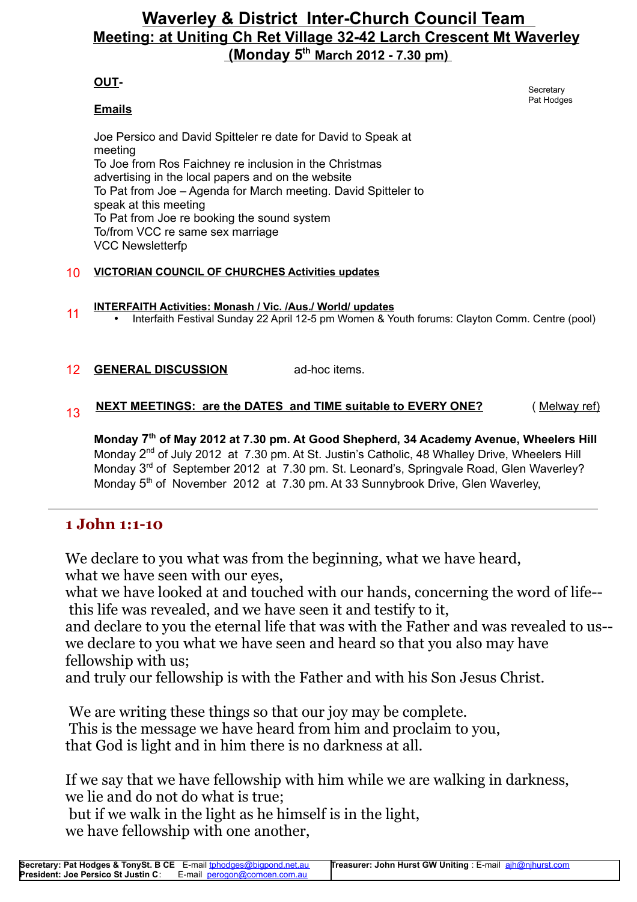# Waverley & District Inter-Church Council Team

## Meeting: at Uniting Ch Ret Village 32-42 Larch Crescent Mt Waverley

## (Monday 5th March 2012 - 7.30 pm)

Secretary
Pat Hodges

**OUT-**

**Emails**

Joe Persico and David Spitteler re date for David to Speak at meeting
To Joe from Ros Faichney re inclusion in the Christmas advertising in the local papers and on the website
To Pat from Joe – Agenda for March meeting. David Spitteler to speak at this meeting
To Pat from Joe re booking the sound system
To/from VCC re same sex marriage
VCC Newsletterfp

10 **VICTORIAN COUNCIL OF CHURCHES Activities updates**

11 **INTERFAITH Activities: Monash / Vic. /Aus./ World/ updates**

- Interfaith Festival Sunday 22 April 12-5 pm Women & Youth forums: Clayton Comm. Centre (pool)

12 **GENERAL DISCUSSION** ad-hoc items.

13 **NEXT MEETINGS: are the DATES and TIME suitable to EVERY ONE?** ( Melway ref)

**Monday 7th of May 2012 at 7.30 pm. At Good Shepherd, 34 Academy Avenue, Wheelers Hill**
Monday 2nd of July 2012 at 7.30 pm. At St. Justin's Catholic, 48 Whalley Drive, Wheelers Hill
Monday 3rd of September 2012 at 7.30 pm. St. Leonard's, Springvale Road, Glen Waverley?
Monday 5th of November 2012 at 7.30 pm. At 33 Sunnybrook Drive, Glen Waverley,

---

## 1 John 1:1-10

We declare to you what was from the beginning, what we have heard,
what we have seen with our eyes,
what we have looked at and touched with our hands, concerning the word of life--
this life was revealed, and we have seen it and testify to it,
and declare to you the eternal life that was with the Father and was revealed to us--
we declare to you what we have seen and heard so that you also may have fellowship with us;
and truly our fellowship is with the Father and with his Son Jesus Christ.

We are writing these things so that our joy may be complete.
This is the message we have heard from him and proclaim to you,
that God is light and in him there is no darkness at all.

If we say that we have fellowship with him while we are walking in darkness,
we lie and do not do what is true;
but if we walk in the light as he himself is in the light,
we have fellowship with one another,

| **Secretary: Pat Hodges & TonySt. B CE** E-mail tphodges@bigpond.net.au<br>**President: Joe Persico St Justin C**: E-mail perogon@comcen.com.au | **Treasurer: John Hurst GW Uniting** : E-mail ajh@njhurst.com |
|---|---|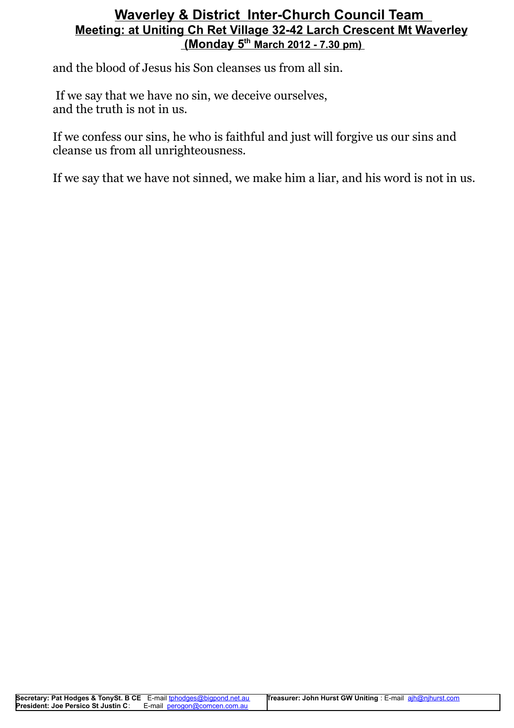and the blood of Jesus his Son cleanses us from all sin.

If we say that we have no sin, we deceive ourselves,
and the truth is not in us.

If we confess our sins, he who is faithful and just will forgive us our sins and cleanse us from all unrighteousness.

If we say that we have not sinned, we make him a liar, and his word is not in us.